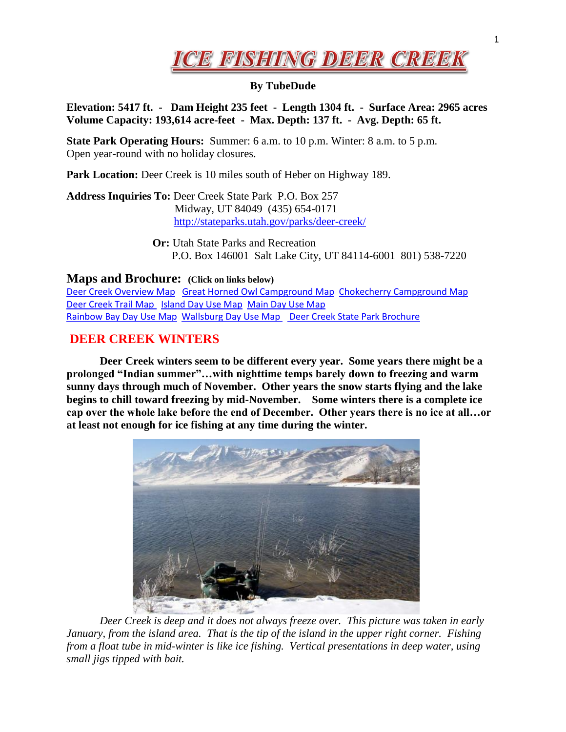# ICE FISHING DEER CREEK

**By TubeDude**

**Elevation: 5417 ft. - Dam Height 235 feet - Length 1304 ft. - Surface Area: 2965 acres**
**Volume Capacity: 193,614 acre-feet - Max. Depth: 137 ft. - Avg. Depth: 65 ft.**

**State Park Operating Hours:** Summer: 6 a.m. to 10 p.m. Winter: 8 a.m. to 5 p.m.
Open year-round with no holiday closures.

**Park Location:** Deer Creek is 10 miles south of Heber on Highway 189.

**Address Inquiries To:** Deer Creek State Park P.O. Box 257
Midway, UT 84049 (435) 654-0171
http://stateparks.utah.gov/parks/deer-creek/

**Or:** Utah State Parks and Recreation
P.O. Box 146001 Salt Lake City, UT 84114-6001 801) 538-7220

## Maps and Brochure: (Click on links below)

Deer Creek Overview Map Great Horned Owl Campground Map Chokecherry Campground Map
Deer Creek Trail Map Island Day Use Map Main Day Use Map
Rainbow Bay Day Use Map Wallsburg Day Use Map Deer Creek State Park Brochure

## DEER CREEK WINTERS

**Deer Creek winters seem to be different every year. Some years there might be a prolonged "Indian summer"…with nighttime temps barely down to freezing and warm sunny days through much of November. Other years the snow starts flying and the lake begins to chill toward freezing by mid-November. Some winters there is a complete ice cap over the whole lake before the end of December. Other years there is no ice at all…or at least not enough for ice fishing at any time during the winter.**

*Deer Creek is deep and it does not always freeze over. This picture was taken in early January, from the island area. That is the tip of the island in the upper right corner. Fishing from a float tube in mid-winter is like ice fishing. Vertical presentations in deep water, using small jigs tipped with bait.*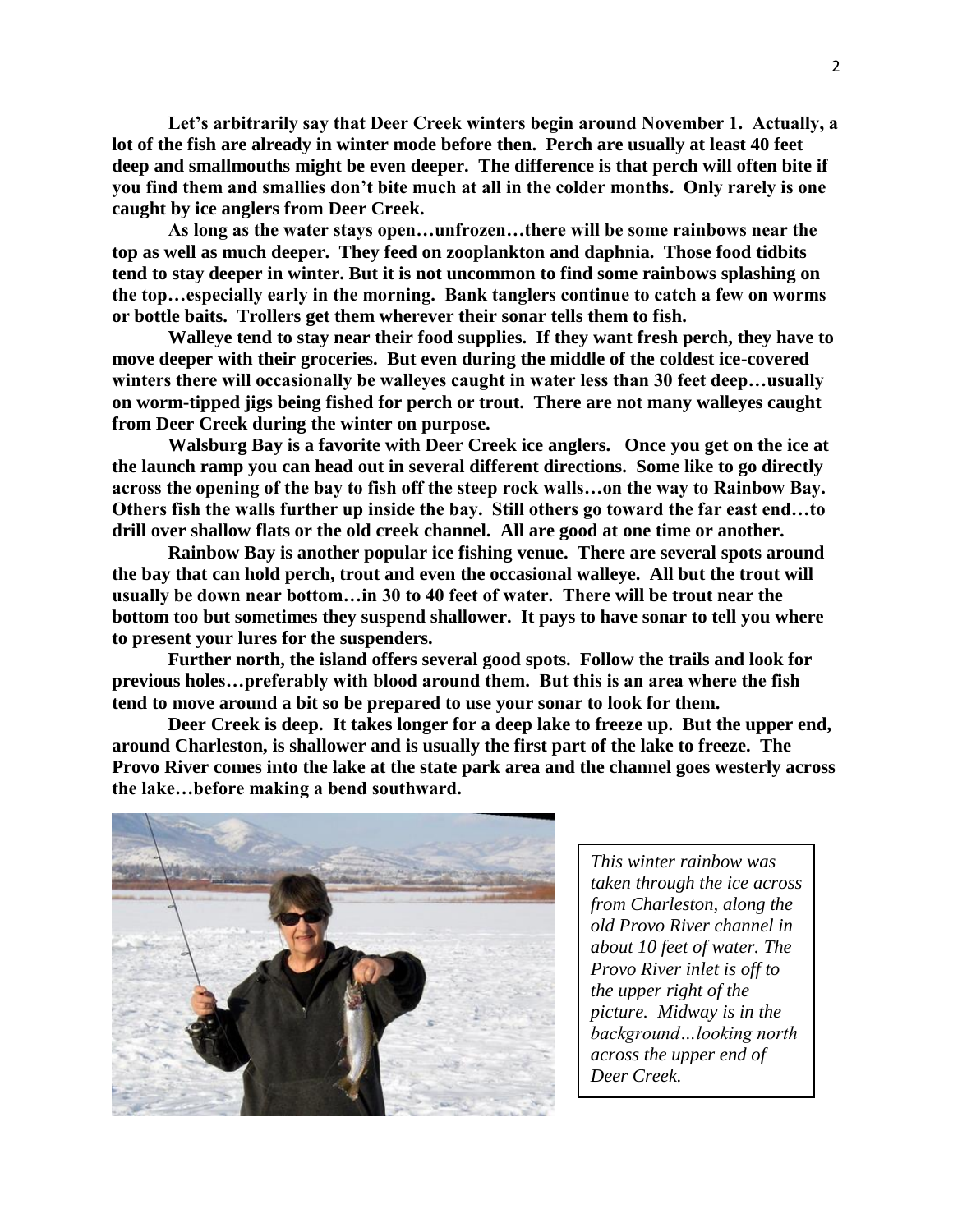**Let's arbitrarily say that Deer Creek winters begin around November 1. Actually, a lot of the fish are already in winter mode before then. Perch are usually at least 40 feet deep and smallmouths might be even deeper. The difference is that perch will often bite if you find them and smallies don't bite much at all in the colder months. Only rarely is one caught by ice anglers from Deer Creek.**

**As long as the water stays open…unfrozen…there will be some rainbows near the top as well as much deeper. They feed on zooplankton and daphnia. Those food tidbits tend to stay deeper in winter. But it is not uncommon to find some rainbows splashing on the top…especially early in the morning. Bank tanglers continue to catch a few on worms or bottle baits. Trollers get them wherever their sonar tells them to fish.**

**Walleye tend to stay near their food supplies. If they want fresh perch, they have to move deeper with their groceries. But even during the middle of the coldest ice-covered winters there will occasionally be walleyes caught in water less than 30 feet deep…usually on worm-tipped jigs being fished for perch or trout. There are not many walleyes caught from Deer Creek during the winter on purpose.**

**Walsburg Bay is a favorite with Deer Creek ice anglers. Once you get on the ice at the launch ramp you can head out in several different directions. Some like to go directly across the opening of the bay to fish off the steep rock walls…on the way to Rainbow Bay. Others fish the walls further up inside the bay. Still others go toward the far east end…to drill over shallow flats or the old creek channel. All are good at one time or another.**

**Rainbow Bay is another popular ice fishing venue. There are several spots around the bay that can hold perch, trout and even the occasional walleye. All but the trout will usually be down near bottom…in 30 to 40 feet of water. There will be trout near the bottom too but sometimes they suspend shallower. It pays to have sonar to tell you where to present your lures for the suspenders.**

**Further north, the island offers several good spots. Follow the trails and look for previous holes…preferably with blood around them. But this is an area where the fish tend to move around a bit so be prepared to use your sonar to look for them.**

**Deer Creek is deep. It takes longer for a deep lake to freeze up. But the upper end, around Charleston, is shallower and is usually the first part of the lake to freeze. The Provo River comes into the lake at the state park area and the channel goes westerly across the lake…before making a bend southward.**

*This winter rainbow was taken through the ice across from Charleston, along the old Provo River channel in about 10 feet of water. The Provo River inlet is off to the upper right of the picture. Midway is in the background…looking north across the upper end of Deer Creek.*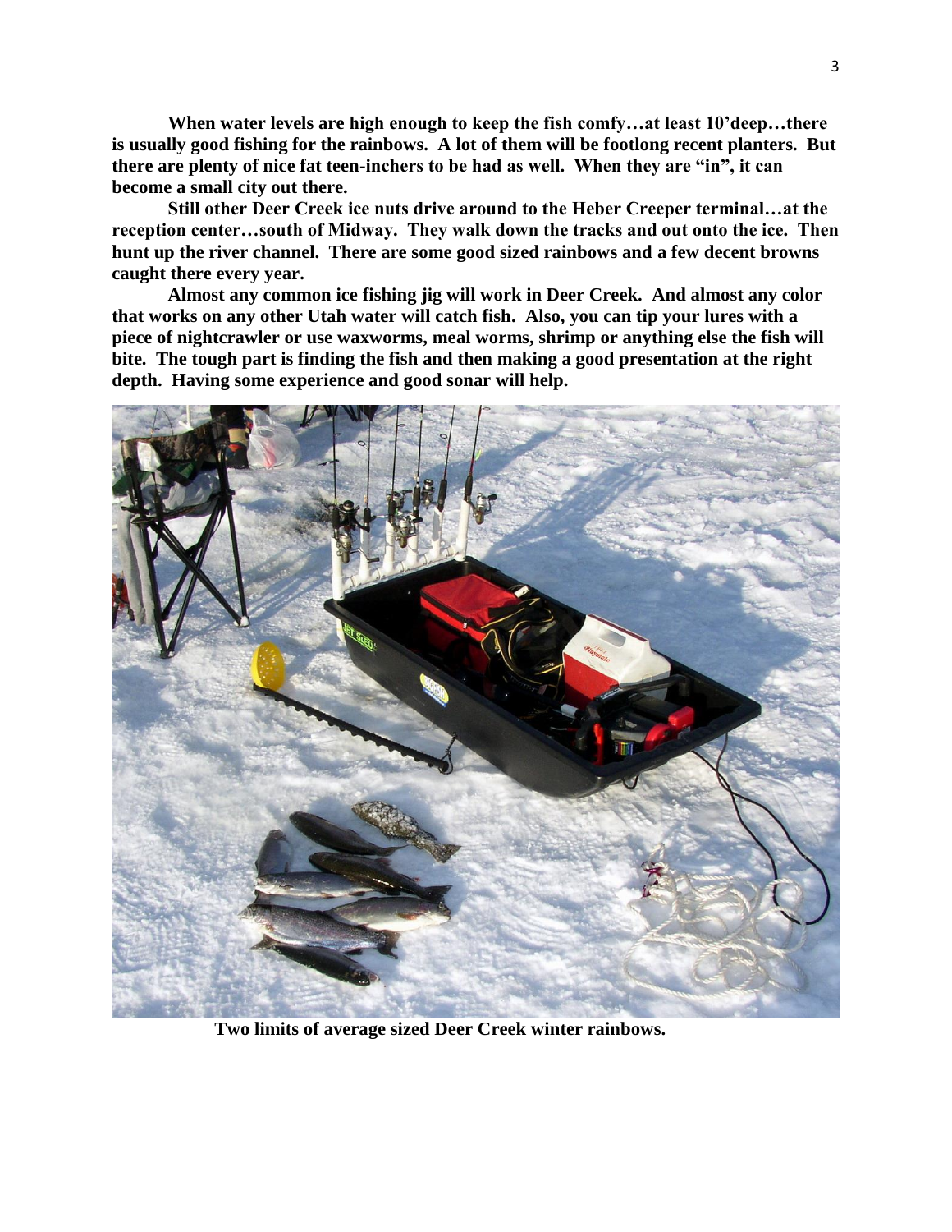**When water levels are high enough to keep the fish comfy…at least 10'deep…there is usually good fishing for the rainbows. A lot of them will be footlong recent planters. But there are plenty of nice fat teen-inchers to be had as well. When they are "in", it can become a small city out there.**

**Still other Deer Creek ice nuts drive around to the Heber Creeper terminal…at the reception center…south of Midway. They walk down the tracks and out onto the ice. Then hunt up the river channel. There are some good sized rainbows and a few decent browns caught there every year.**

**Almost any common ice fishing jig will work in Deer Creek. And almost any color that works on any other Utah water will catch fish. Also, you can tip your lures with a piece of nightcrawler or use waxworms, meal worms, shrimp or anything else the fish will bite. The tough part is finding the fish and then making a good presentation at the right depth. Having some experience and good sonar will help.**

**Two limits of average sized Deer Creek winter rainbows.**